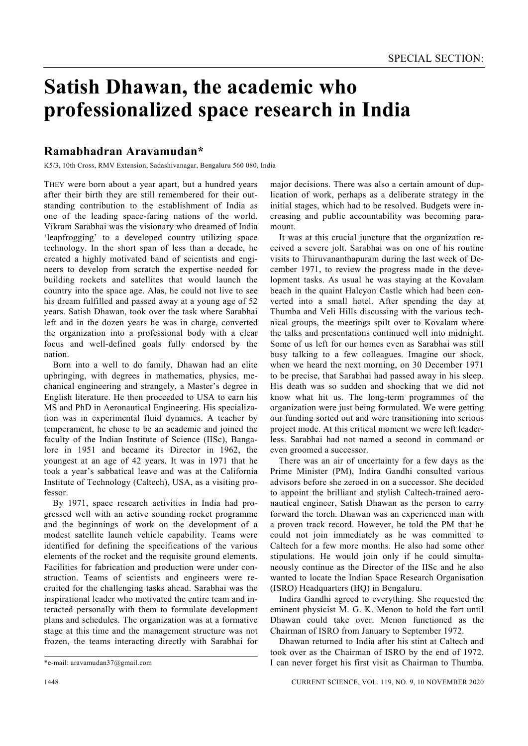# Satish Dhawan, the academic who professionalized space research in India

## Ramabhadran Aravamudan*

K5/3, 10th Cross, RMV Extension, Sadashivanagar, Bengaluru 560 080, India

THEY were born about a year apart, but a hundred years after their birth they are still remembered for their outstanding contribution to the establishment of India as one of the leading space-faring nations of the world. Vikram Sarabhai was the visionary who dreamed of India 'leapfrogging' to a developed country utilizing space technology. In the short span of less than a decade, he created a highly motivated band of scientists and engineers to develop from scratch the expertise needed for building rockets and satellites that would launch the country into the space age. Alas, he could not live to see his dream fulfilled and passed away at a young age of 52 years. Satish Dhawan, took over the task where Sarabhai left and in the dozen years he was in charge, converted the organization into a professional body with a clear focus and well-defined goals fully endorsed by the nation.

Born into a well to do family, Dhawan had an elite upbringing, with degrees in mathematics, physics, mechanical engineering and strangely, a Master's degree in English literature. He then proceeded to USA to earn his MS and PhD in Aeronautical Engineering. His specialization was in experimental fluid dynamics. A teacher by temperament, he chose to be an academic and joined the faculty of the Indian Institute of Science (IISc), Bangalore in 1951 and became its Director in 1962, the youngest at an age of 42 years. It was in 1971 that he took a year's sabbatical leave and was at the California Institute of Technology (Caltech), USA, as a visiting professor.

By 1971, space research activities in India had progressed well with an active sounding rocket programme and the beginnings of work on the development of a modest satellite launch vehicle capability. Teams were identified for defining the specifications of the various elements of the rocket and the requisite ground elements. Facilities for fabrication and production were under construction. Teams of scientists and engineers were recruited for the challenging tasks ahead. Sarabhai was the inspirational leader who motivated the entire team and interacted personally with them to formulate development plans and schedules. The organization was at a formative stage at this time and the management structure was not frozen, the teams interacting directly with Sarabhai for major decisions. There was also a certain amount of duplication of work, perhaps as a deliberate strategy in the initial stages, which had to be resolved. Budgets were increasing and public accountability was becoming paramount.

It was at this crucial juncture that the organization received a severe jolt. Sarabhai was on one of his routine visits to Thiruvananthapuram during the last week of December 1971, to review the progress made in the development tasks. As usual he was staying at the Kovalam beach in the quaint Halcyon Castle which had been converted into a small hotel. After spending the day at Thumba and Veli Hills discussing with the various technical groups, the meetings spilt over to Kovalam where the talks and presentations continued well into midnight. Some of us left for our homes even as Sarabhai was still busy talking to a few colleagues. Imagine our shock, when we heard the next morning, on 30 December 1971 to be precise, that Sarabhai had passed away in his sleep. His death was so sudden and shocking that we did not know what hit us. The long-term programmes of the organization were just being formulated. We were getting our funding sorted out and were transitioning into serious project mode. At this critical moment we were left leaderless. Sarabhai had not named a second in command or even groomed a successor.

There was an air of uncertainty for a few days as the Prime Minister (PM), Indira Gandhi consulted various advisors before she zeroed in on a successor. She decided to appoint the brilliant and stylish Caltech-trained aeronautical engineer, Satish Dhawan as the person to carry forward the torch. Dhawan was an experienced man with a proven track record. However, he told the PM that he could not join immediately as he was committed to Caltech for a few more months. He also had some other stipulations. He would join only if he could simultaneously continue as the Director of the IISc and he also wanted to locate the Indian Space Research Organisation (ISRO) Headquarters (HQ) in Bengaluru.

Indira Gandhi agreed to everything. She requested the eminent physicist M. G. K. Menon to hold the fort until Dhawan could take over. Menon functioned as the Chairman of ISRO from January to September 1972.

Dhawan returned to India after his stint at Caltech and took over as the Chairman of ISRO by the end of 1972. I can never forget his first visit as Chairman to Thumba.

*e-mail: aravamudan37@gmail.com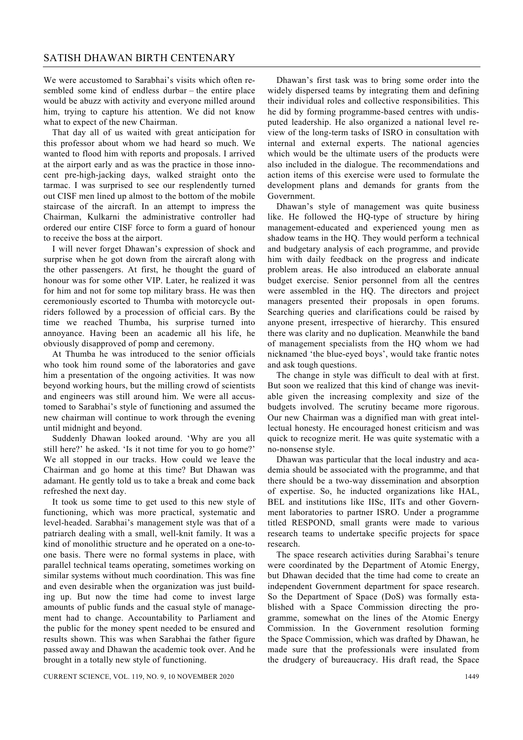We were accustomed to Sarabhai's visits which often resembled some kind of endless durbar – the entire place would be abuzz with activity and everyone milled around him, trying to capture his attention. We did not know what to expect of the new Chairman.

That day all of us waited with great anticipation for this professor about whom we had heard so much. We wanted to flood him with reports and proposals. I arrived at the airport early and as was the practice in those innocent pre-high-jacking days, walked straight onto the tarmac. I was surprised to see our resplendently turned out CISF men lined up almost to the bottom of the mobile staircase of the aircraft. In an attempt to impress the Chairman, Kulkarni the administrative controller had ordered our entire CISF force to form a guard of honour to receive the boss at the airport.

I will never forget Dhawan's expression of shock and surprise when he got down from the aircraft along with the other passengers. At first, he thought the guard of honour was for some other VIP. Later, he realized it was for him and not for some top military brass. He was then ceremoniously escorted to Thumba with motorcycle outriders followed by a procession of official cars. By the time we reached Thumba, his surprise turned into annoyance. Having been an academic all his life, he obviously disapproved of pomp and ceremony.

At Thumba he was introduced to the senior officials who took him round some of the laboratories and gave him a presentation of the ongoing activities. It was now beyond working hours, but the milling crowd of scientists and engineers was still around him. We were all accustomed to Sarabhai's style of functioning and assumed the new chairman will continue to work through the evening until midnight and beyond.

Suddenly Dhawan looked around. 'Why are you all still here?' he asked. 'Is it not time for you to go home?' We all stopped in our tracks. How could we leave the Chairman and go home at this time? But Dhawan was adamant. He gently told us to take a break and come back refreshed the next day.

It took us some time to get used to this new style of functioning, which was more practical, systematic and level-headed. Sarabhai's management style was that of a patriarch dealing with a small, well-knit family. It was a kind of monolithic structure and he operated on a one-to-one basis. There were no formal systems in place, with parallel technical teams operating, sometimes working on similar systems without much coordination. This was fine and even desirable when the organization was just building up. But now the time had come to invest large amounts of public funds and the casual style of management had to change. Accountability to Parliament and the public for the money spent needed to be ensured and results shown. This was when Sarabhai the father figure passed away and Dhawan the academic took over. And he brought in a totally new style of functioning.

Dhawan's first task was to bring some order into the widely dispersed teams by integrating them and defining their individual roles and collective responsibilities. This he did by forming programme-based centres with undisputed leadership. He also organized a national level review of the long-term tasks of ISRO in consultation with internal and external experts. The national agencies which would be the ultimate users of the products were also included in the dialogue. The recommendations and action items of this exercise were used to formulate the development plans and demands for grants from the Government.

Dhawan's style of management was quite business like. He followed the HQ-type of structure by hiring management-educated and experienced young men as shadow teams in the HQ. They would perform a technical and budgetary analysis of each programme, and provide him with daily feedback on the progress and indicate problem areas. He also introduced an elaborate annual budget exercise. Senior personnel from all the centres were assembled in the HQ. The directors and project managers presented their proposals in open forums. Searching queries and clarifications could be raised by anyone present, irrespective of hierarchy. This ensured there was clarity and no duplication. Meanwhile the band of management specialists from the HQ whom we had nicknamed 'the blue-eyed boys', would take frantic notes and ask tough questions.

The change in style was difficult to deal with at first. But soon we realized that this kind of change was inevitable given the increasing complexity and size of the budgets involved. The scrutiny became more rigorous. Our new Chairman was a dignified man with great intellectual honesty. He encouraged honest criticism and was quick to recognize merit. He was quite systematic with a no-nonsense style.

Dhawan was particular that the local industry and academia should be associated with the programme, and that there should be a two-way dissemination and absorption of expertise. So, he inducted organizations like HAL, BEL and institutions like IISc, IITs and other Government laboratories to partner ISRO. Under a programme titled RESPOND, small grants were made to various research teams to undertake specific projects for space research.

The space research activities during Sarabhai's tenure were coordinated by the Department of Atomic Energy, but Dhawan decided that the time had come to create an independent Government department for space research. So the Department of Space (DoS) was formally established with a Space Commission directing the programme, somewhat on the lines of the Atomic Energy Commission. In the Government resolution forming the Space Commission, which was drafted by Dhawan, he made sure that the professionals were insulated from the drudgery of bureaucracy. His draft read, the Space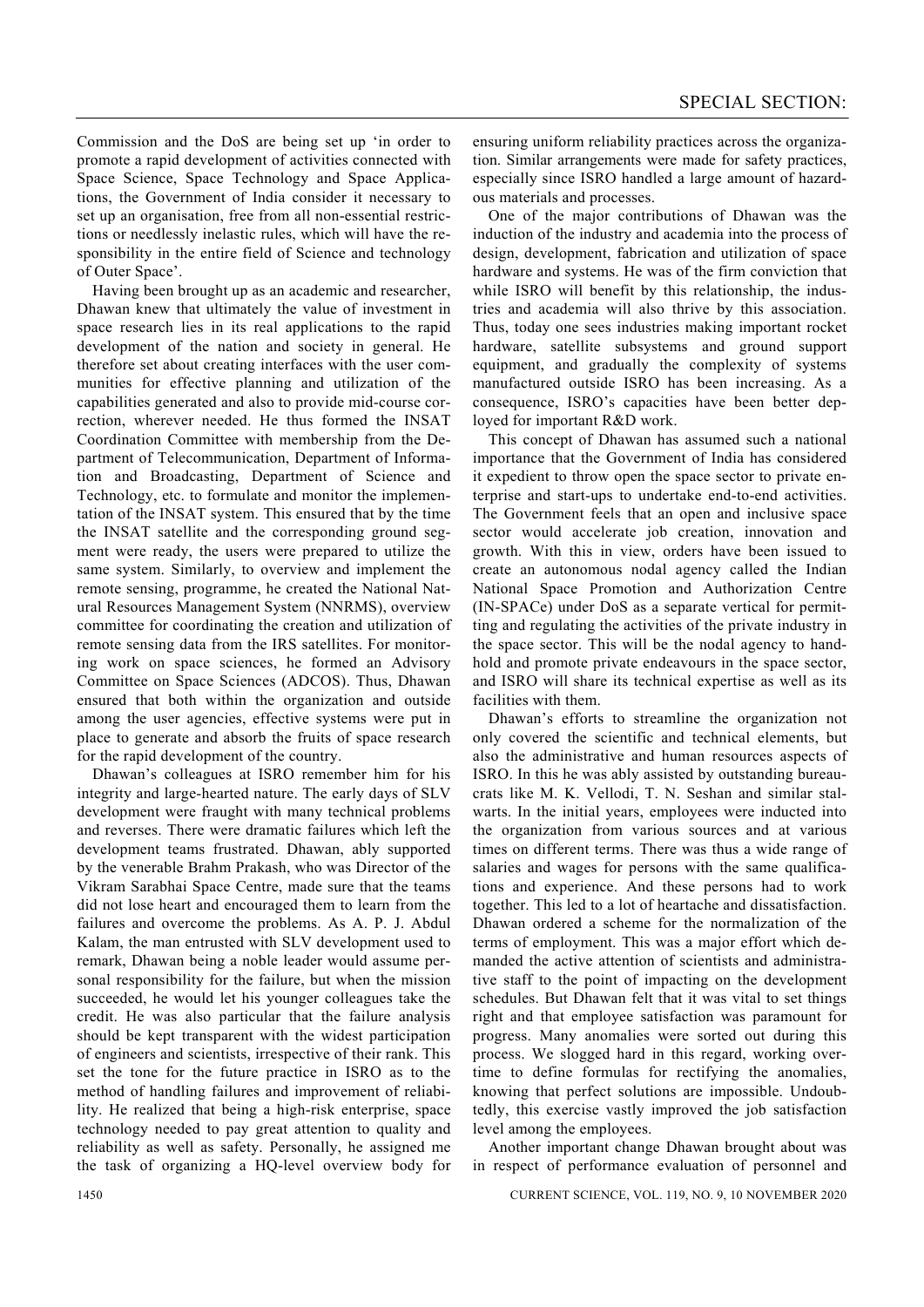Commission and the DoS are being set up 'in order to promote a rapid development of activities connected with Space Science, Space Technology and Space Applications, the Government of India consider it necessary to set up an organisation, free from all non-essential restrictions or needlessly inelastic rules, which will have the responsibility in the entire field of Science and technology of Outer Space'.

Having been brought up as an academic and researcher, Dhawan knew that ultimately the value of investment in space research lies in its real applications to the rapid development of the nation and society in general. He therefore set about creating interfaces with the user communities for effective planning and utilization of the capabilities generated and also to provide mid-course correction, wherever needed. He thus formed the INSAT Coordination Committee with membership from the Department of Telecommunication, Department of Information and Broadcasting, Department of Science and Technology, etc. to formulate and monitor the implementation of the INSAT system. This ensured that by the time the INSAT satellite and the corresponding ground segment were ready, the users were prepared to utilize the same system. Similarly, to overview and implement the remote sensing, programme, he created the National Natural Resources Management System (NNRMS), overview committee for coordinating the creation and utilization of remote sensing data from the IRS satellites. For monitoring work on space sciences, he formed an Advisory Committee on Space Sciences (ADCOS). Thus, Dhawan ensured that both within the organization and outside among the user agencies, effective systems were put in place to generate and absorb the fruits of space research for the rapid development of the country.

Dhawan's colleagues at ISRO remember him for his integrity and large-hearted nature. The early days of SLV development were fraught with many technical problems and reverses. There were dramatic failures which left the development teams frustrated. Dhawan, ably supported by the venerable Brahm Prakash, who was Director of the Vikram Sarabhai Space Centre, made sure that the teams did not lose heart and encouraged them to learn from the failures and overcome the problems. As A. P. J. Abdul Kalam, the man entrusted with SLV development used to remark, Dhawan being a noble leader would assume personal responsibility for the failure, but when the mission succeeded, he would let his younger colleagues take the credit. He was also particular that the failure analysis should be kept transparent with the widest participation of engineers and scientists, irrespective of their rank. This set the tone for the future practice in ISRO as to the method of handling failures and improvement of reliability. He realized that being a high-risk enterprise, space technology needed to pay great attention to quality and reliability as well as safety. Personally, he assigned me the task of organizing a HQ-level overview body for ensuring uniform reliability practices across the organization. Similar arrangements were made for safety practices, especially since ISRO handled a large amount of hazardous materials and processes.

One of the major contributions of Dhawan was the induction of the industry and academia into the process of design, development, fabrication and utilization of space hardware and systems. He was of the firm conviction that while ISRO will benefit by this relationship, the industries and academia will also thrive by this association. Thus, today one sees industries making important rocket hardware, satellite subsystems and ground support equipment, and gradually the complexity of systems manufactured outside ISRO has been increasing. As a consequence, ISRO's capacities have been better deployed for important R&D work.

This concept of Dhawan has assumed such a national importance that the Government of India has considered it expedient to throw open the space sector to private enterprise and start-ups to undertake end-to-end activities. The Government feels that an open and inclusive space sector would accelerate job creation, innovation and growth. With this in view, orders have been issued to create an autonomous nodal agency called the Indian National Space Promotion and Authorization Centre (IN-SPACe) under DoS as a separate vertical for permitting and regulating the activities of the private industry in the space sector. This will be the nodal agency to handhold and promote private endeavours in the space sector, and ISRO will share its technical expertise as well as its facilities with them.

Dhawan's efforts to streamline the organization not only covered the scientific and technical elements, but also the administrative and human resources aspects of ISRO. In this he was ably assisted by outstanding bureaucrats like M. K. Vellodi, T. N. Seshan and similar stalwarts. In the initial years, employees were inducted into the organization from various sources and at various times on different terms. There was thus a wide range of salaries and wages for persons with the same qualifications and experience. And these persons had to work together. This led to a lot of heartache and dissatisfaction. Dhawan ordered a scheme for the normalization of the terms of employment. This was a major effort which demanded the active attention of scientists and administrative staff to the point of impacting on the development schedules. But Dhawan felt that it was vital to set things right and that employee satisfaction was paramount for progress. Many anomalies were sorted out during this process. We slogged hard in this regard, working overtime to define formulas for rectifying the anomalies, knowing that perfect solutions are impossible. Undoubtedly, this exercise vastly improved the job satisfaction level among the employees.

Another important change Dhawan brought about was in respect of performance evaluation of personnel and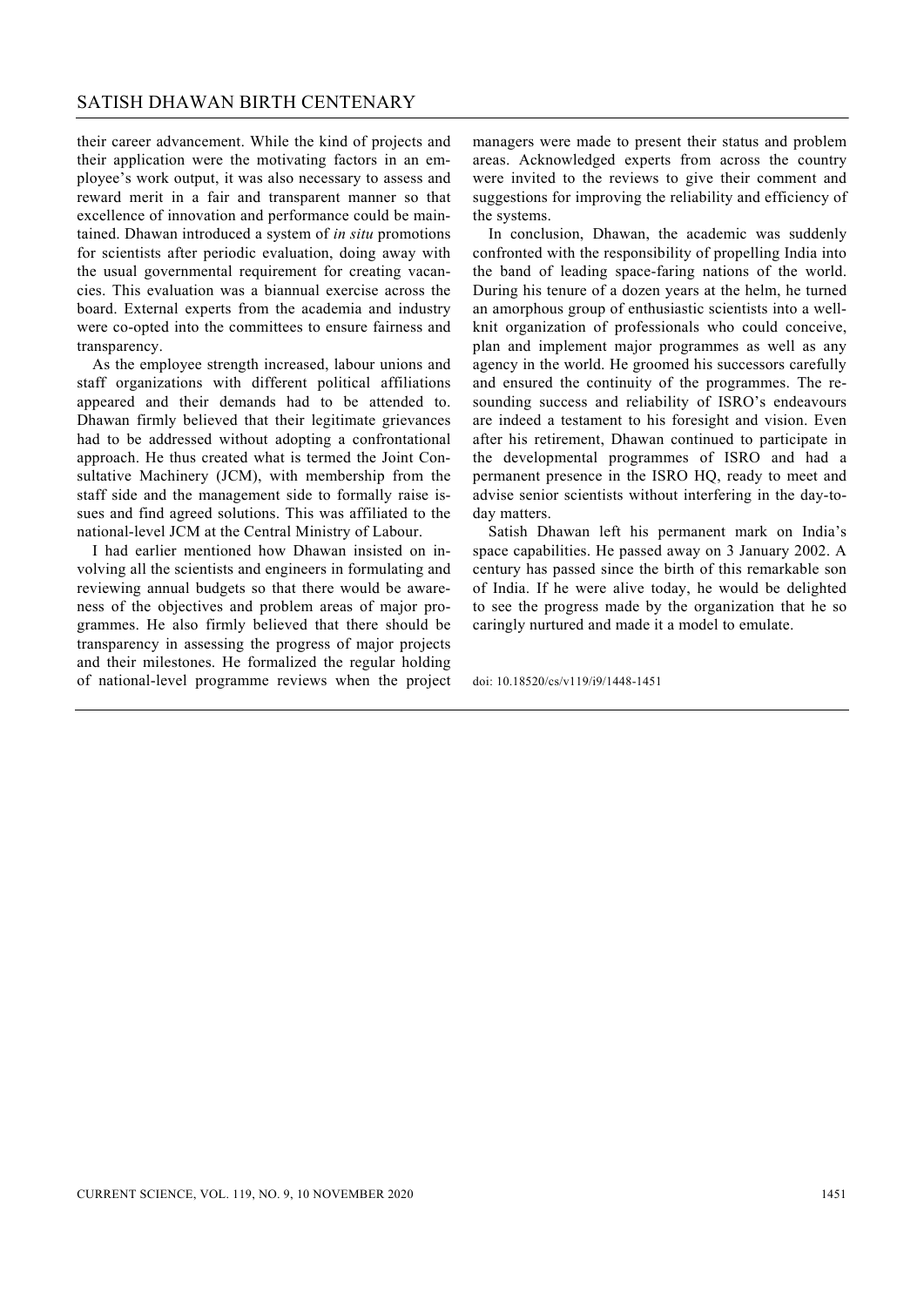their career advancement. While the kind of projects and their application were the motivating factors in an employee's work output, it was also necessary to assess and reward merit in a fair and transparent manner so that excellence of innovation and performance could be maintained. Dhawan introduced a system of *in situ* promotions for scientists after periodic evaluation, doing away with the usual governmental requirement for creating vacancies. This evaluation was a biannual exercise across the board. External experts from the academia and industry were co-opted into the committees to ensure fairness and transparency.

As the employee strength increased, labour unions and staff organizations with different political affiliations appeared and their demands had to be attended to. Dhawan firmly believed that their legitimate grievances had to be addressed without adopting a confrontational approach. He thus created what is termed the Joint Consultative Machinery (JCM), with membership from the staff side and the management side to formally raise issues and find agreed solutions. This was affiliated to the national-level JCM at the Central Ministry of Labour.

I had earlier mentioned how Dhawan insisted on involving all the scientists and engineers in formulating and reviewing annual budgets so that there would be awareness of the objectives and problem areas of major programmes. He also firmly believed that there should be transparency in assessing the progress of major projects and their milestones. He formalized the regular holding of national-level programme reviews when the project managers were made to present their status and problem areas. Acknowledged experts from across the country were invited to the reviews to give their comment and suggestions for improving the reliability and efficiency of the systems.

In conclusion, Dhawan, the academic was suddenly confronted with the responsibility of propelling India into the band of leading space-faring nations of the world. During his tenure of a dozen years at the helm, he turned an amorphous group of enthusiastic scientists into a well-knit organization of professionals who could conceive, plan and implement major programmes as well as any agency in the world. He groomed his successors carefully and ensured the continuity of the programmes. The resounding success and reliability of ISRO's endeavours are indeed a testament to his foresight and vision. Even after his retirement, Dhawan continued to participate in the developmental programmes of ISRO and had a permanent presence in the ISRO HQ, ready to meet and advise senior scientists without interfering in the day-to-day matters.

Satish Dhawan left his permanent mark on India's space capabilities. He passed away on 3 January 2002. A century has passed since the birth of this remarkable son of India. If he were alive today, he would be delighted to see the progress made by the organization that he so caringly nurtured and made it a model to emulate.

doi: 10.18520/cs/v119/i9/1448-1451